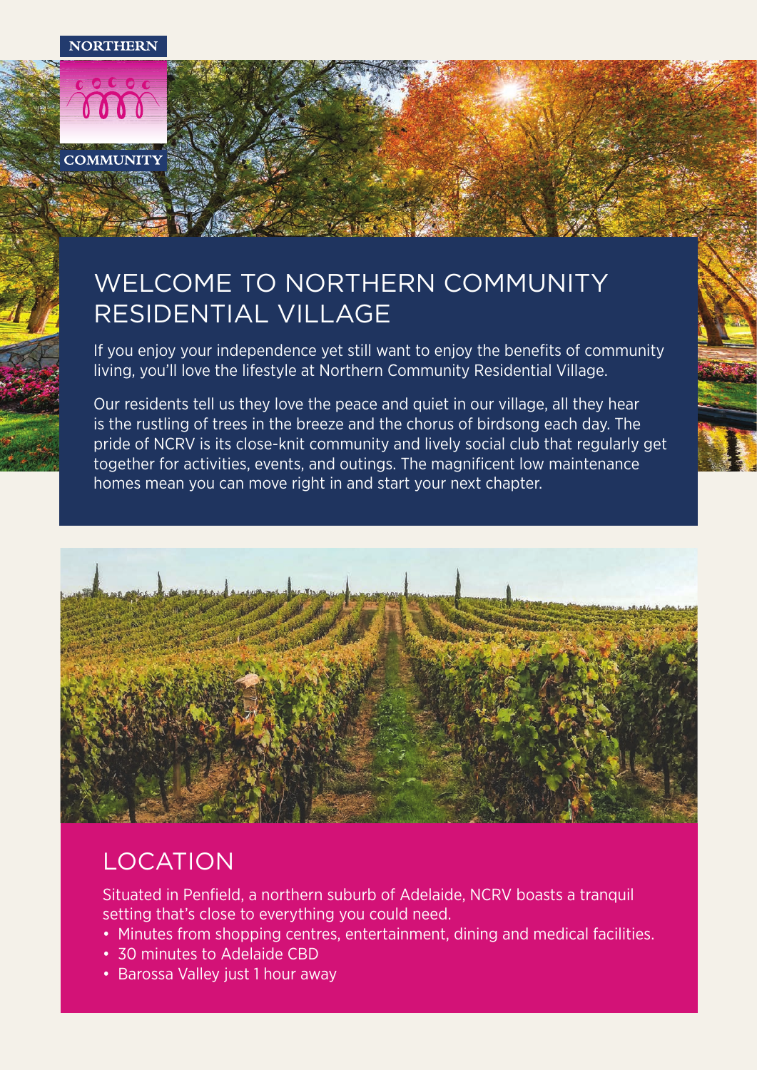NORTHERN

COMMUNITY

# WELCOME TO NORTHERN COMMUNITY RESIDENTIAL VILLAGE

If you enjoy your independence yet still want to enjoy the benefits of community living, you'll love the lifestyle at Northern Community Residential Village.

Our residents tell us they love the peace and quiet in our village, all they hear is the rustling of trees in the breeze and the chorus of birdsong each day. The pride of NCRV is its close-knit community and lively social club that regularly get together for activities, events, and outings. The magnificent low maintenance homes mean you can move right in and start your next chapter.

## LOCATION

Situated in Penfield, a northern suburb of Adelaide, NCRV boasts a tranquil setting that's close to everything you could need.

- Minutes from shopping centres, entertainment, dining and medical facilities.
- 30 minutes to Adelaide CBD
- Barossa Valley just 1 hour away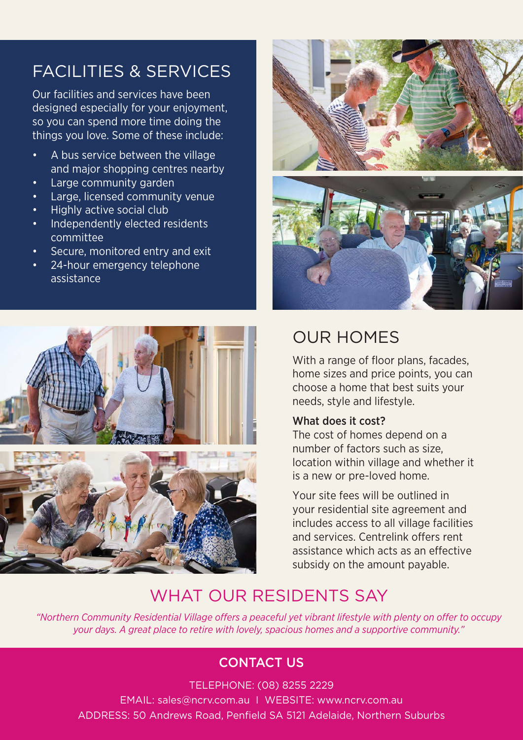## FACILITIES & SERVICES

Our facilities and services have been designed especially for your enjoyment, so you can spend more time doing the things you love. Some of these include:

- A bus service between the village and major shopping centres nearby
- Large community garden
- Large, licensed community venue
- Highly active social club
- Independently elected residents committee
- Secure, monitored entry and exit
- 24-hour emergency telephone assistance

## OUR HOMES

With a range of floor plans, facades, home sizes and price points, you can choose a home that best suits your needs, style and lifestyle.

**What does it cost?**

The cost of homes depend on a number of factors such as size, location within village and whether it is a new or pre-loved home.

Your site fees will be outlined in your residential site agreement and includes access to all village facilities and services. Centrelink offers rent assistance which acts as an effective subsidy on the amount payable.

## WHAT OUR RESIDENTS SAY

*"Northern Community Residential Village offers a peaceful yet vibrant lifestyle with plenty on offer to occupy your days. A great place to retire with lovely, spacious homes and a supportive community."*

## CONTACT US

TELEPHONE: (08) 8255 2229

EMAIL: sales@ncrv.com.au I WEBSITE: www.ncrv.com.au

ADDRESS: 50 Andrews Road, Penfield SA 5121 Adelaide, Northern Suburbs